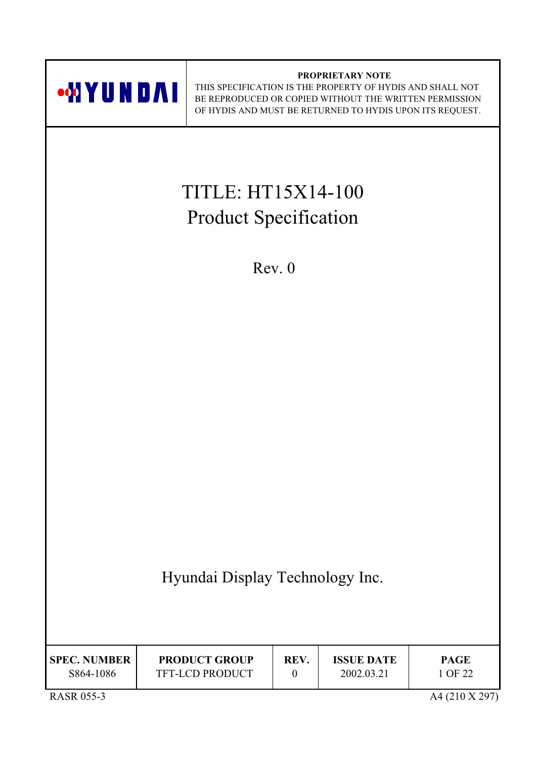HYUNDAI

**PROPRIETARY NOTE**
THIS SPECIFICATION IS THE PROPERTY OF HYDIS AND SHALL NOT BE REPRODUCED OR COPIED WITHOUT THE WRITTEN PERMISSION OF HYDIS AND MUST BE RETURNED TO HYDIS UPON ITS REQUEST.

# TITLE: HT15X14-100
# Product Specification

Rev. 0

Hyundai Display Technology Inc.

| SPEC. NUMBER | PRODUCT GROUP | REV. | ISSUE DATE | PAGE |
|---|---|---|---|---|
| S864-1086 | TFT-LCD PRODUCT | 0 | 2002.03.21 | 1 OF 22 |

RASR 055-3

A4 (210 X 297)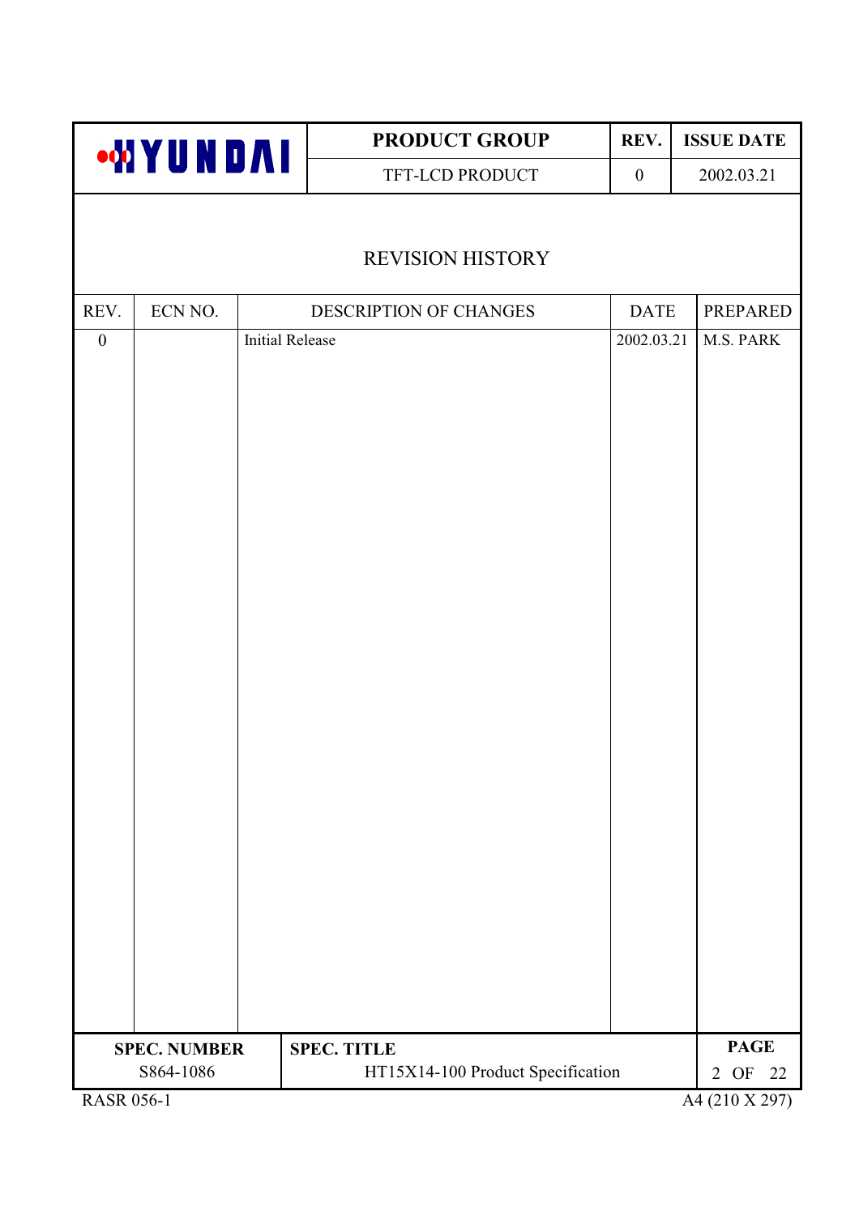# REVISION HISTORY

| REV. | ECN NO. | DESCRIPTION OF CHANGES | DATE | PREPARED |
|---|---|---|---|---|
| 0 | | Initial Release | 2002.03.21 | M.S. PARK |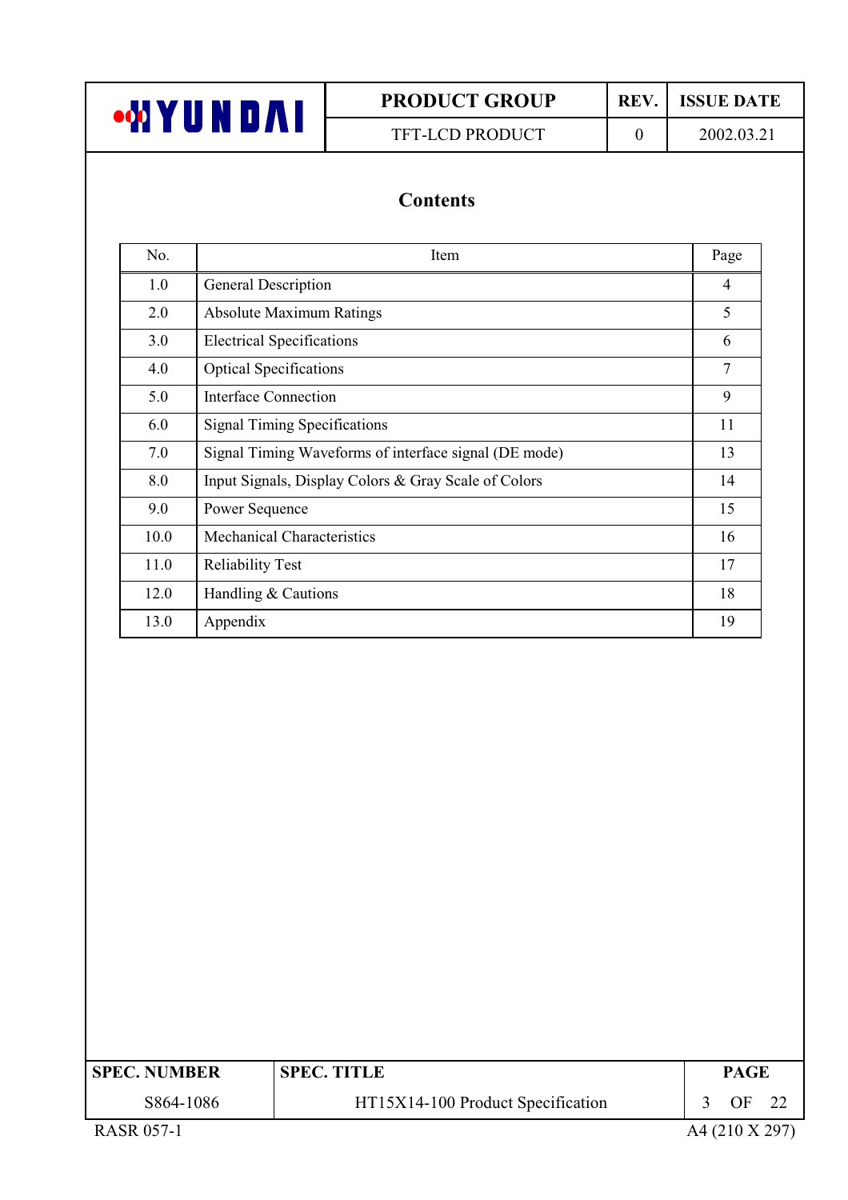# Contents

| No. | Item | Page |
|---|---|---|
| 1.0 | General Description | 4 |
| 2.0 | Absolute Maximum Ratings | 5 |
| 3.0 | Electrical Specifications | 6 |
| 4.0 | Optical Specifications | 7 |
| 5.0 | Interface Connection | 9 |
| 6.0 | Signal Timing Specifications | 11 |
| 7.0 | Signal Timing Waveforms of interface signal (DE mode) | 13 |
| 8.0 | Input Signals, Display Colors & Gray Scale of Colors | 14 |
| 9.0 | Power Sequence | 15 |
| 10.0 | Mechanical Characteristics | 16 |
| 11.0 | Reliability Test | 17 |
| 12.0 | Handling & Cautions | 18 |
| 13.0 | Appendix | 19 |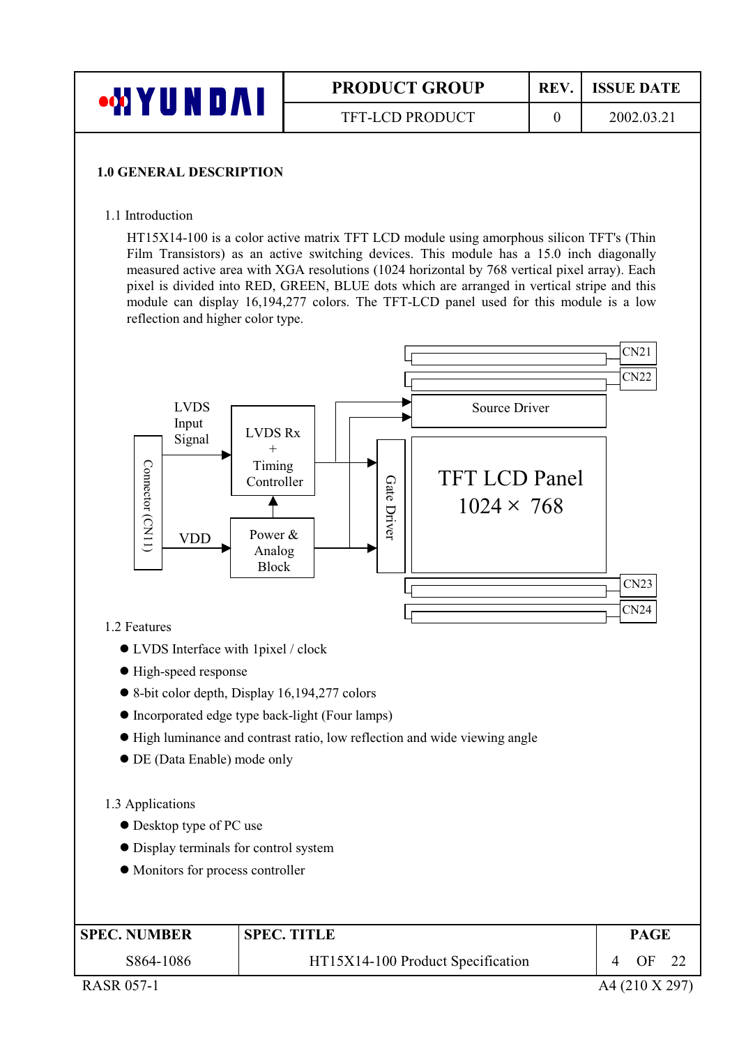## 1.0 GENERAL DESCRIPTION

### 1.1 Introduction

HT15X14-100 is a color active matrix TFT LCD module using amorphous silicon TFT's (Thin Film Transistors) as an active switching devices. This module has a 15.0 inch diagonally measured active area with XGA resolutions (1024 horizontal by 768 vertical pixel array). Each pixel is divided into RED, GREEN, BLUE dots which are arranged in vertical stripe and this module can display 16,194,277 colors. The TFT-LCD panel used for this module is a low reflection and higher color type.

CN21

CN22

LVDS Input Signal

Connector (CN11)

LVDS Rx + Timing Controller

Source Driver

Gate Driver

TFT LCD Panel 1024 × 768

VDD

Power & Analog Block

CN23

CN24

### 1.2 Features

- LVDS Interface with 1pixel / clock
- High-speed response
- 8-bit color depth, Display 16,194,277 colors
- Incorporated edge type back-light (Four lamps)
- High luminance and contrast ratio, low reflection and wide viewing angle
- DE (Data Enable) mode only

### 1.3 Applications

- Desktop type of PC use
- Display terminals for control system
- Monitors for process controller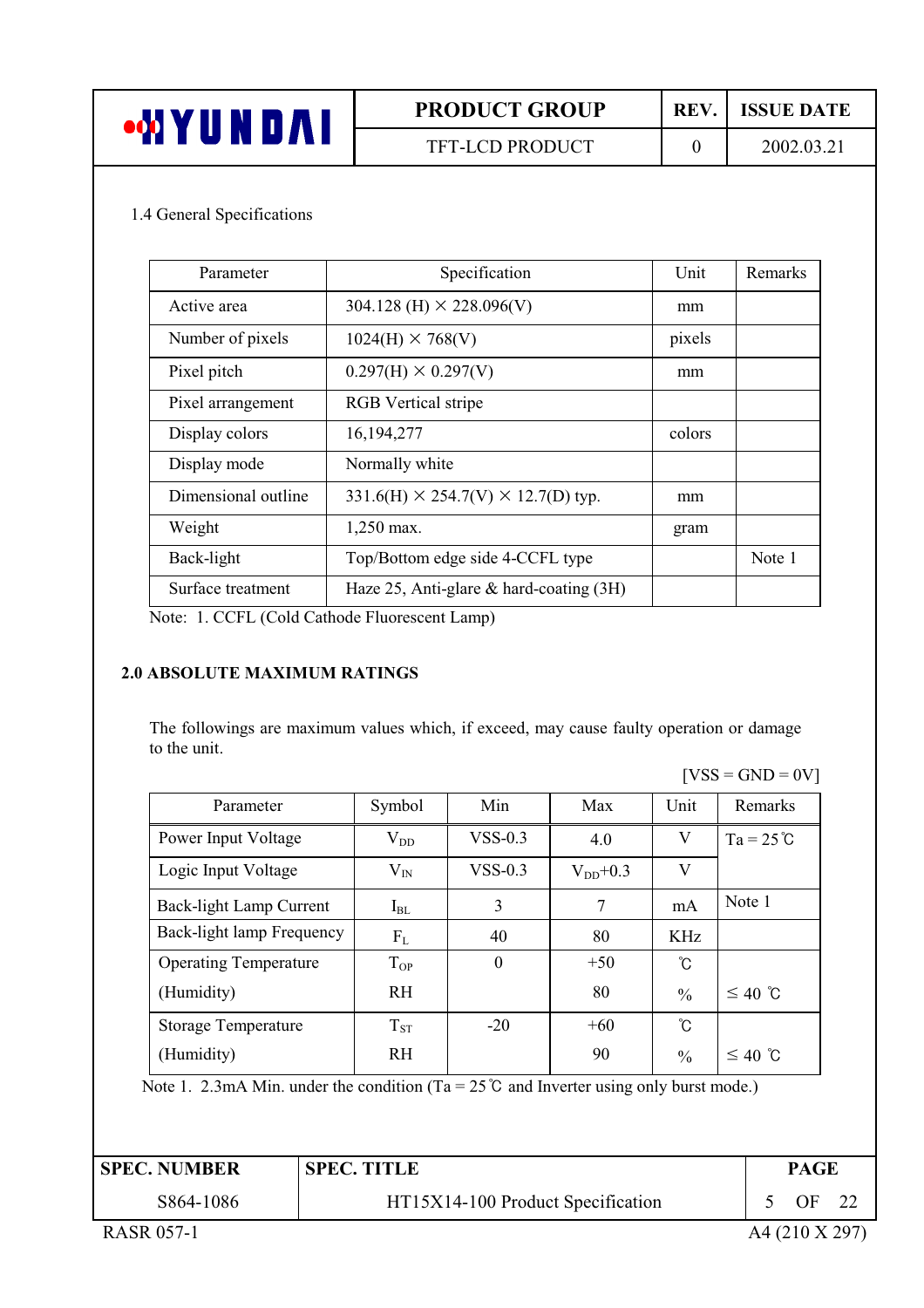### 1.4 General Specifications

| Parameter | Specification | Unit | Remarks |
|---|---|---|---|
| Active area | 304.128 (H) × 228.096(V) | mm | |
| Number of pixels | 1024(H) × 768(V) | pixels | |
| Pixel pitch | 0.297(H) × 0.297(V) | mm | |
| Pixel arrangement | RGB Vertical stripe | | |
| Display colors | 16,194,277 | colors | |
| Display mode | Normally white | | |
| Dimensional outline | 331.6(H) × 254.7(V) × 12.7(D) typ. | mm | |
| Weight | 1,250 max. | gram | |
| Back-light | Top/Bottom edge side 4-CCFL type | | Note 1 |
| Surface treatment | Haze 25, Anti-glare & hard-coating (3H) | | |

Note: 1. CCFL (Cold Cathode Fluorescent Lamp)

## 2.0 ABSOLUTE MAXIMUM RATINGS

The followings are maximum values which, if exceed, may cause faulty operation or damage to the unit.

[VSS = GND = 0V]

| Parameter | Symbol | Min | Max | Unit | Remarks |
|---|---|---|---|---|---|
| Power Input Voltage | $V_{DD}$ | VSS-0.3 | 4.0 | V | Ta = 25℃ |
| Logic Input Voltage | $V_{IN}$ | VSS-0.3 | $V_{DD}$+0.3 | V | |
| Back-light Lamp Current | $I_{BL}$ | 3 | 7 | mA | Note 1 |
| Back-light lamp Frequency | $F_L$ | 40 | 80 | KHz | |
| Operating Temperature | $T_{OP}$ | 0 | +50 | ℃ | |
| (Humidity) | RH | | 80 | % | ≤ 40 ℃ |
| Storage Temperature | $T_{ST}$ | -20 | +60 | ℃ | |
| (Humidity) | RH | | 90 | % | ≤ 40 ℃ |

Note 1. 2.3mA Min. under the condition (Ta = 25℃ and Inverter using only burst mode.)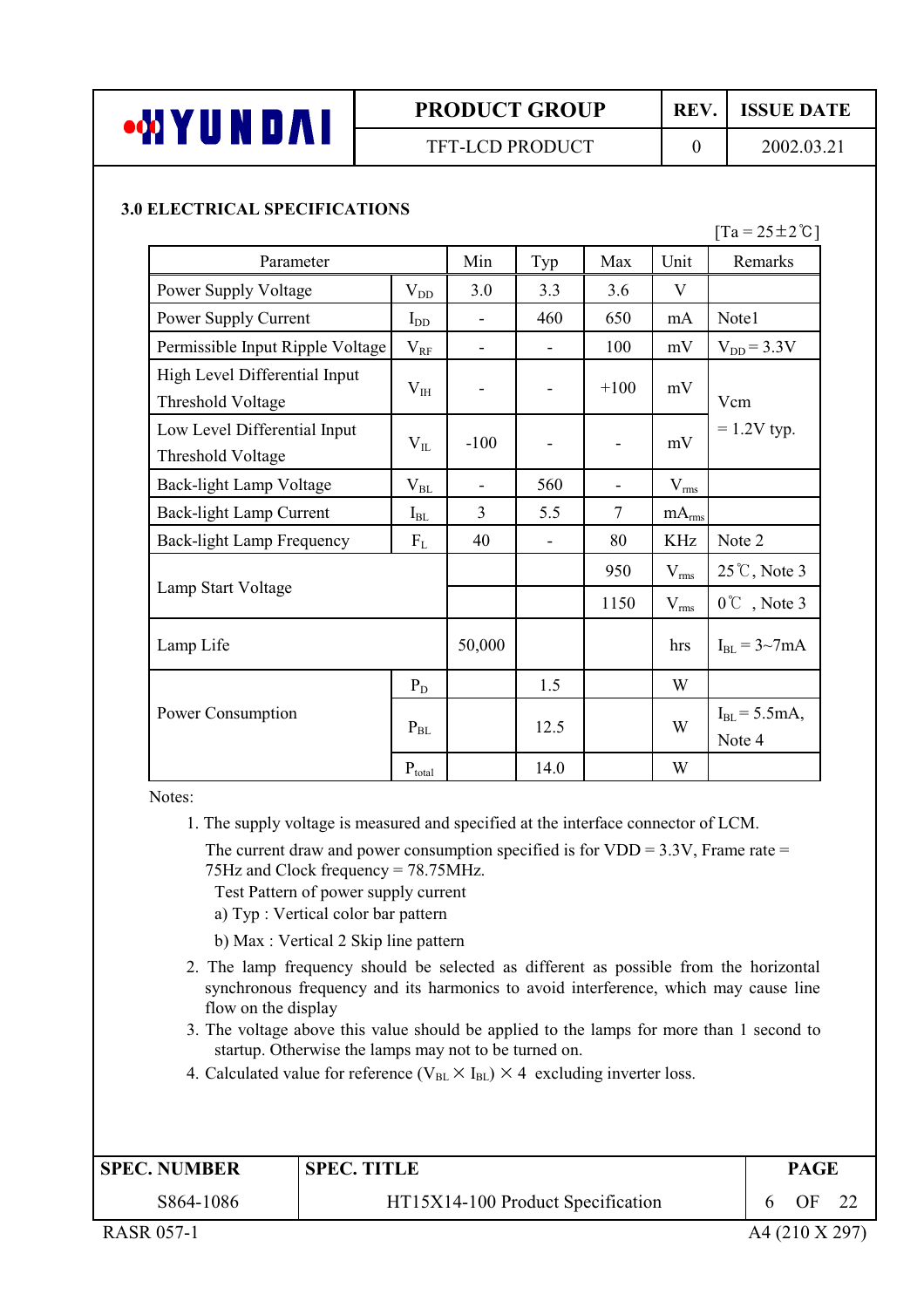### 3.0 ELECTRICAL SPECIFICATIONS

[Ta = 25±2℃]

| Parameter | | Min | Typ | Max | Unit | Remarks |
|---|---|---|---|---|---|---|
| Power Supply Voltage | $V_{DD}$ | 3.0 | 3.3 | 3.6 | V | |
| Power Supply Current | $I_{DD}$ | - | 460 | 650 | mA | Note1 |
| Permissible Input Ripple Voltage | $V_{RF}$ | - | - | 100 | mV | $V_{DD}$ = 3.3V |
| High Level Differential Input Threshold Voltage | $V_{IH}$ | - | - | +100 | mV | Vcm = 1.2V typ. |
| Low Level Differential Input Threshold Voltage | $V_{IL}$ | -100 | - | - | mV | Vcm = 1.2V typ. |
| Back-light Lamp Voltage | $V_{BL}$ | - | 560 | - | $V_{rms}$ | |
| Back-light Lamp Current | $I_{BL}$ | 3 | 5.5 | 7 | $mA_{rms}$ | |
| Back-light Lamp Frequency | $F_L$ | 40 | - | 80 | KHz | Note 2 |
| Lamp Start Voltage | | | | 950 | $V_{rms}$ | 25℃, Note 3 |
| | | | | 1150 | $V_{rms}$ | 0℃ , Note 3 |
| Lamp Life | | 50,000 | | | hrs | $I_{BL}$ = 3~7mA |
| Power Consumption | $P_D$ | | 1.5 | | W | |
| | $P_{BL}$ | | 12.5 | | W | $I_{BL}$ = 5.5mA, Note 4 |
| | $P_{total}$ | | 14.0 | | W | |

Notes:

1. The supply voltage is measured and specified at the interface connector of LCM.
   The current draw and power consumption specified is for VDD = 3.3V, Frame rate = 75Hz and Clock frequency = 78.75MHz.
   Test Pattern of power supply current
   a) Typ : Vertical color bar pattern
   b) Max : Vertical 2 Skip line pattern
2. The lamp frequency should be selected as different as possible from the horizontal synchronous frequency and its harmonics to avoid interference, which may cause line flow on the display
3. The voltage above this value should be applied to the lamps for more than 1 second to startup. Otherwise the lamps may not to be turned on.
4. Calculated value for reference ($V_{BL} \times I_{BL}$) × 4 excluding inverter loss.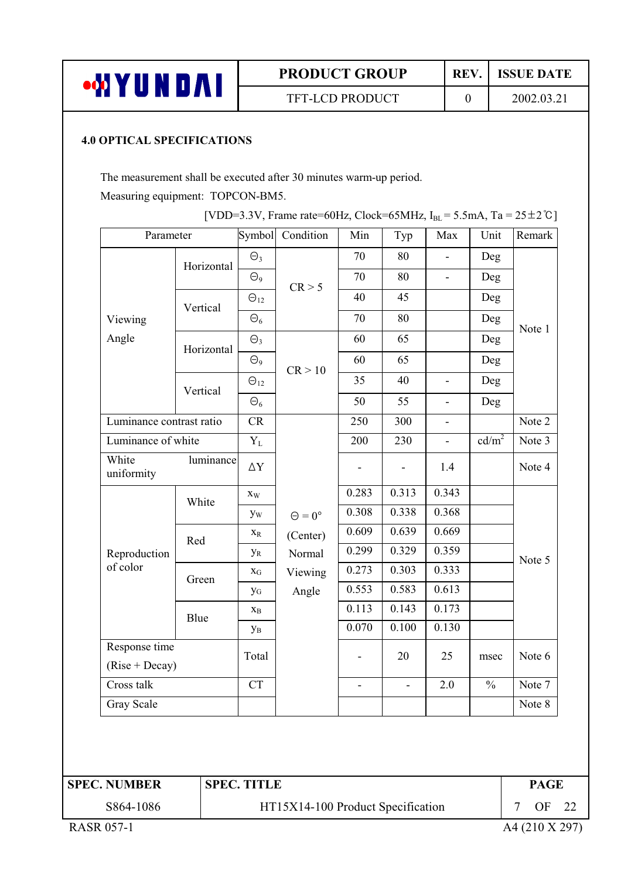## 4.0 OPTICAL SPECIFICATIONS

The measurement shall be executed after 30 minutes warm-up period.

Measuring equipment: TOPCON-BM5.

[VDD=3.3V, Frame rate=60Hz, Clock=65MHz, $I_{BL}$ = 5.5mA, Ta = 25±2℃]

| Parameter | | Symbol | Condition | Min | Typ | Max | Unit | Remark |
|---|---|---|---|---|---|---|---|---|
| Viewing Angle | Horizontal | $\Theta_3$ | CR > 5 | 70 | 80 | - | Deg | Note 1 |
| | | $\Theta_9$ | | 70 | 80 | - | Deg | |
| | Vertical | $\Theta_{12}$ | | 40 | 45 | | Deg | |
| | | $\Theta_6$ | | 70 | 80 | | Deg | |
| | Horizontal | $\Theta_3$ | CR > 10 | 60 | 65 | | Deg | |
| | | $\Theta_9$ | | 60 | 65 | | Deg | |
| | Vertical | $\Theta_{12}$ | | 35 | 40 | - | Deg | |
| | | $\Theta_6$ | | 50 | 55 | - | Deg | |
| Luminance contrast ratio | | CR | $\Theta = 0°$ (Center) Normal Viewing Angle | 250 | 300 | - | | Note 2 |
| Luminance of white | | $Y_L$ | | 200 | 230 | - | cd/m$^2$ | Note 3 |
| White luminance uniformity | | ΔY | | - | - | 1.4 | | Note 4 |
| Reproduction of color | White | $x_W$ | | 0.283 | 0.313 | 0.343 | | Note 5 |
| | | $y_W$ | | 0.308 | 0.338 | 0.368 | | |
| | Red | $x_R$ | | 0.609 | 0.639 | 0.669 | | |
| | | $y_R$ | | 0.299 | 0.329 | 0.359 | | |
| | Green | $x_G$ | | 0.273 | 0.303 | 0.333 | | |
| | | $y_G$ | | 0.553 | 0.583 | 0.613 | | |
| | Blue | $x_B$ | | 0.113 | 0.143 | 0.173 | | |
| | | $y_B$ | | 0.070 | 0.100 | 0.130 | | |
| Response time (Rise + Decay) | | Total | | - | 20 | 25 | msec | Note 6 |
| Cross talk | | CT | | - | - | 2.0 | % | Note 7 |
| Gray Scale | | | | | | | | Note 8 |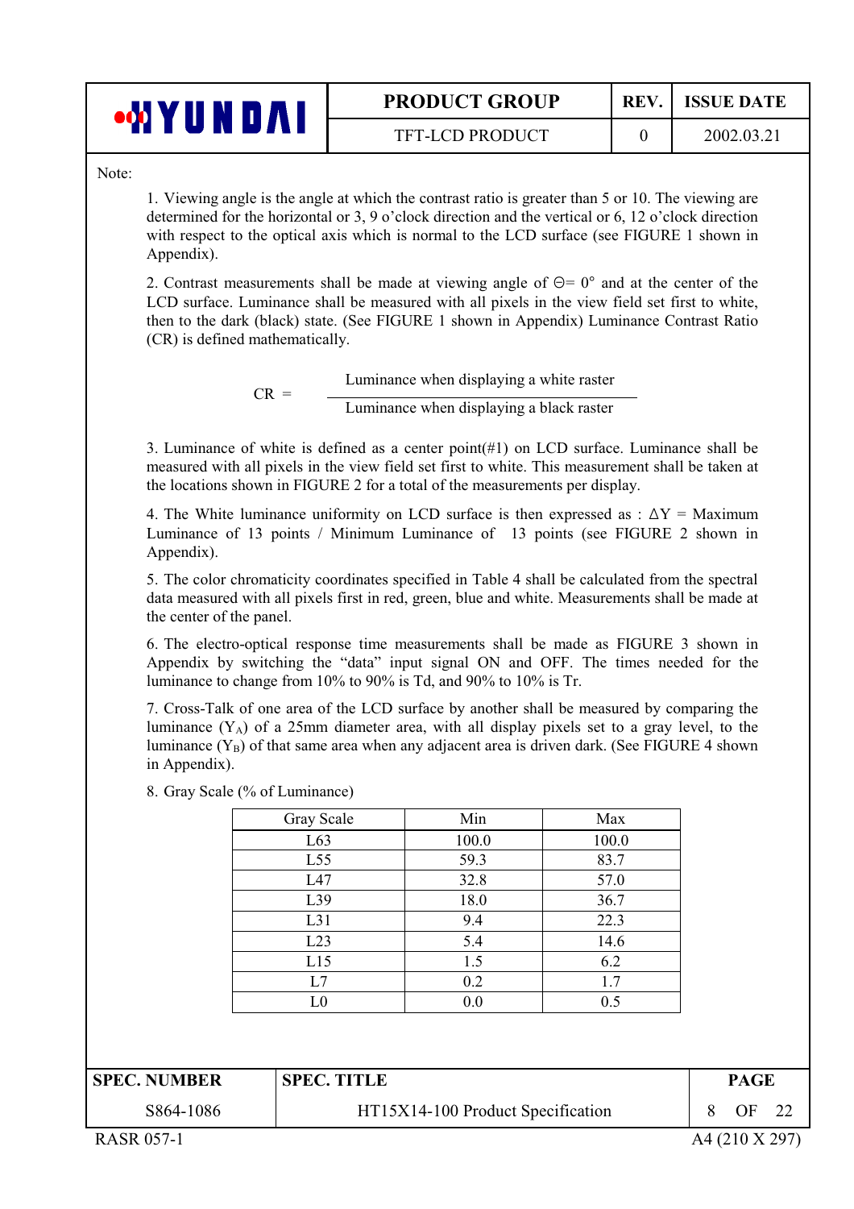Note:

1. Viewing angle is the angle at which the contrast ratio is greater than 5 or 10. The viewing are determined for the horizontal or 3, 9 o'clock direction and the vertical or 6, 12 o'clock direction with respect to the optical axis which is normal to the LCD surface (see FIGURE 1 shown in Appendix).

2. Contrast measurements shall be made at viewing angle of $\Theta = 0°$ and at the center of the LCD surface. Luminance shall be measured with all pixels in the view field set first to white, then to the dark (black) state. (See FIGURE 1 shown in Appendix) Luminance Contrast Ratio (CR) is defined mathematically.

$$CR = \frac{\text{Luminance when displaying a white raster}}{\text{Luminance when displaying a black raster}}$$

3. Luminance of white is defined as a center point(#1) on LCD surface. Luminance shall be measured with all pixels in the view field set first to white. This measurement shall be taken at the locations shown in FIGURE 2 for a total of the measurements per display.

4. The White luminance uniformity on LCD surface is then expressed as : $\Delta Y$ = Maximum Luminance of 13 points / Minimum Luminance of 13 points (see FIGURE 2 shown in Appendix).

5. The color chromaticity coordinates specified in Table 4 shall be calculated from the spectral data measured with all pixels first in red, green, blue and white. Measurements shall be made at the center of the panel.

6. The electro-optical response time measurements shall be made as FIGURE 3 shown in Appendix by switching the "data" input signal ON and OFF. The times needed for the luminance to change from 10% to 90% is Td, and 90% to 10% is Tr.

7. Cross-Talk of one area of the LCD surface by another shall be measured by comparing the luminance ($Y_A$) of a 25mm diameter area, with all display pixels set to a gray level, to the luminance ($Y_B$) of that same area when any adjacent area is driven dark. (See FIGURE 4 shown in Appendix).

8. Gray Scale (% of Luminance)

| Gray Scale | Min | Max |
|---|---|---|
| L63 | 100.0 | 100.0 |
| L55 | 59.3 | 83.7 |
| L47 | 32.8 | 57.0 |
| L39 | 18.0 | 36.7 |
| L31 | 9.4 | 22.3 |
| L23 | 5.4 | 14.6 |
| L15 | 1.5 | 6.2 |
| L7 | 0.2 | 1.7 |
| L0 | 0.0 | 0.5 |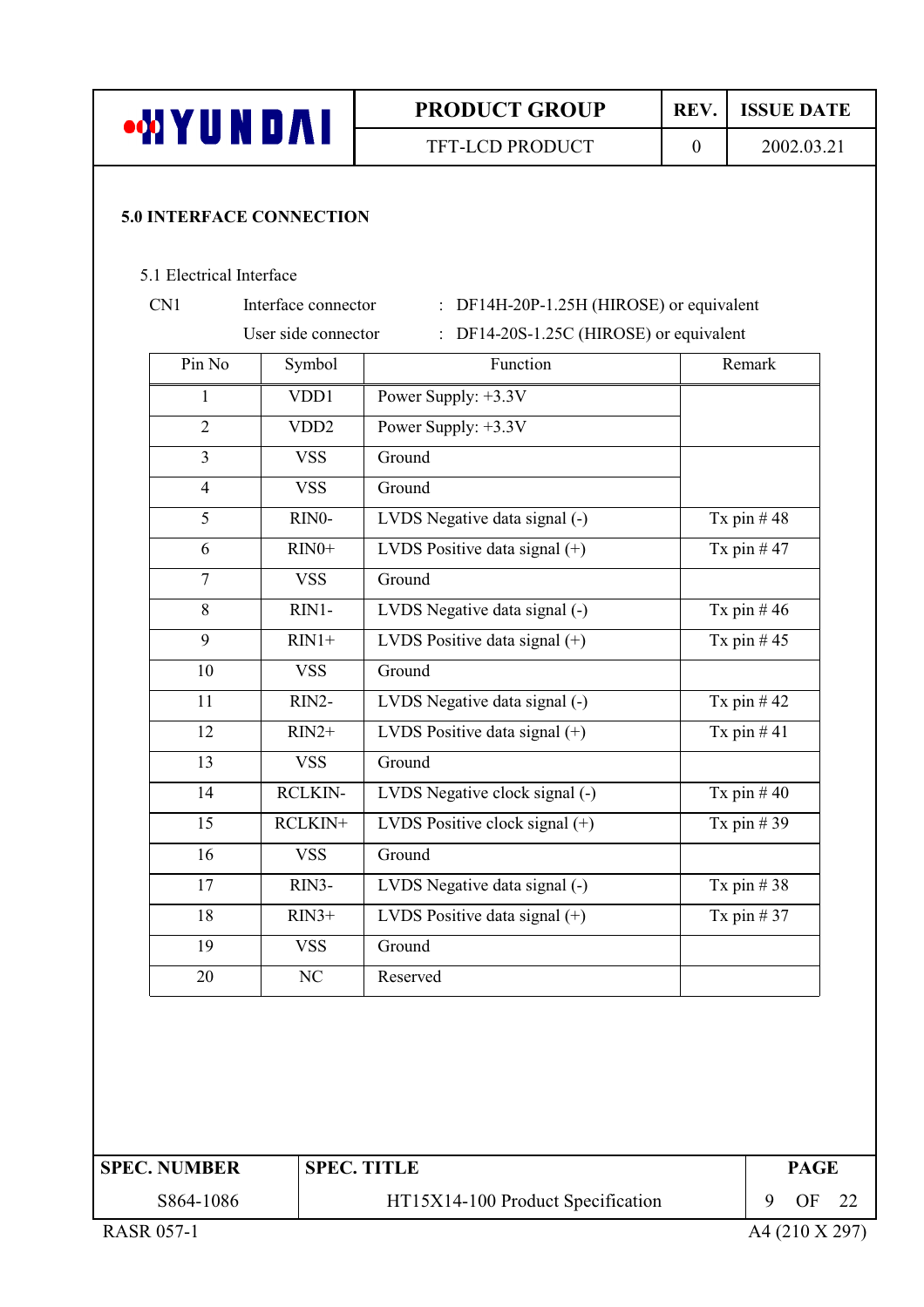## 5.0 INTERFACE CONNECTION

5.1 Electrical Interface

CN1 Interface connector : DF14H-20P-1.25H (HIROSE) or equivalent

User side connector : DF14-20S-1.25C (HIROSE) or equivalent

| Pin No | Symbol | Function | Remark |
|---|---|---|---|
| 1 | VDD1 | Power Supply: +3.3V | |
| 2 | VDD2 | Power Supply: +3.3V | |
| 3 | VSS | Ground | |
| 4 | VSS | Ground | |
| 5 | RIN0- | LVDS Negative data signal (-) | Tx pin # 48 |
| 6 | RIN0+ | LVDS Positive data signal (+) | Tx pin # 47 |
| 7 | VSS | Ground | |
| 8 | RIN1- | LVDS Negative data signal (-) | Tx pin # 46 |
| 9 | RIN1+ | LVDS Positive data signal (+) | Tx pin # 45 |
| 10 | VSS | Ground | |
| 11 | RIN2- | LVDS Negative data signal (-) | Tx pin # 42 |
| 12 | RIN2+ | LVDS Positive data signal (+) | Tx pin # 41 |
| 13 | VSS | Ground | |
| 14 | RCLKIN- | LVDS Negative clock signal (-) | Tx pin # 40 |
| 15 | RCLKIN+ | LVDS Positive clock signal (+) | Tx pin # 39 |
| 16 | VSS | Ground | |
| 17 | RIN3- | LVDS Negative data signal (-) | Tx pin # 38 |
| 18 | RIN3+ | LVDS Positive data signal (+) | Tx pin # 37 |
| 19 | VSS | Ground | |
| 20 | NC | Reserved | |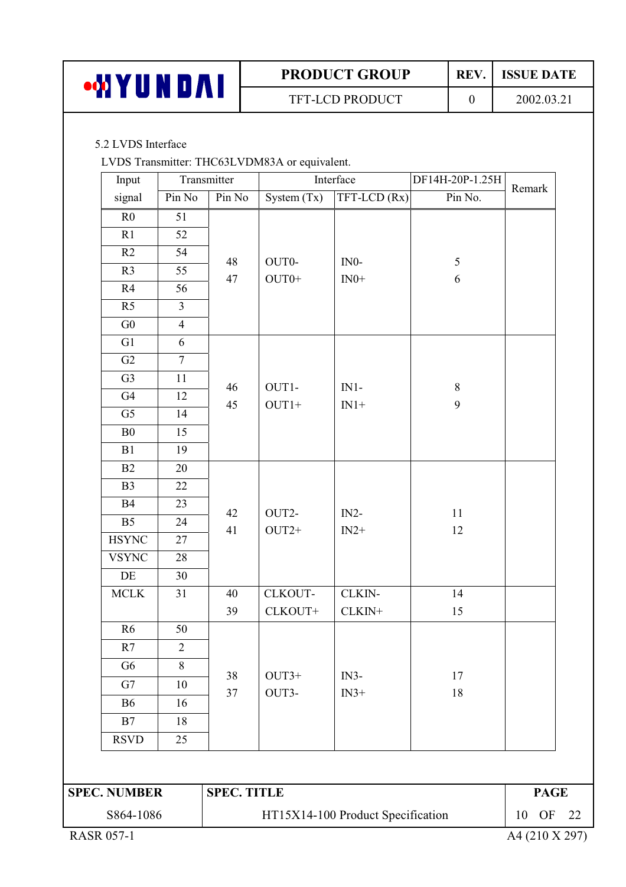5.2 LVDS Interface

LVDS Transmitter: THC63LVDM83A or equivalent.

| Input signal | Transmitter Pin No | Transmitter Pin No | Interface System (Tx) | Interface TFT-LCD (Rx) | DF14H-20P-1.25H Pin No. | Remark |
|---|---|---|---|---|---|---|
| R0 | 51 | 48<br>47 | OUT0-<br>OUT0+ | IN0-<br>IN0+ | 5<br>6 | |
| R1 | 52 | | | | | |
| R2 | 54 | | | | | |
| R3 | 55 | | | | | |
| R4 | 56 | | | | | |
| R5 | 3 | | | | | |
| G0 | 4 | | | | | |
| G1 | 6 | 46<br>45 | OUT1-<br>OUT1+ | IN1-<br>IN1+ | 8<br>9 | |
| G2 | 7 | | | | | |
| G3 | 11 | | | | | |
| G4 | 12 | | | | | |
| G5 | 14 | | | | | |
| B0 | 15 | | | | | |
| B1 | 19 | | | | | |
| B2 | 20 | 42<br>41 | OUT2-<br>OUT2+ | IN2-<br>IN2+ | 11<br>12 | |
| B3 | 22 | | | | | |
| B4 | 23 | | | | | |
| B5 | 24 | | | | | |
| HSYNC | 27 | | | | | |
| VSYNC | 28 | | | | | |
| DE | 30 | | | | | |
| MCLK | 31 | 40<br>39 | CLKOUT-<br>CLKOUT+ | CLKIN-<br>CLKIN+ | 14<br>15 | |
| R6 | 50 | 38<br>37 | OUT3+<br>OUT3- | IN3-<br>IN3+ | 17<br>18 | |
| R7 | 2 | | | | | |
| G6 | 8 | | | | | |
| G7 | 10 | | | | | |
| B6 | 16 | | | | | |
| B7 | 18 | | | | | |
| RSVD | 25 | | | | | |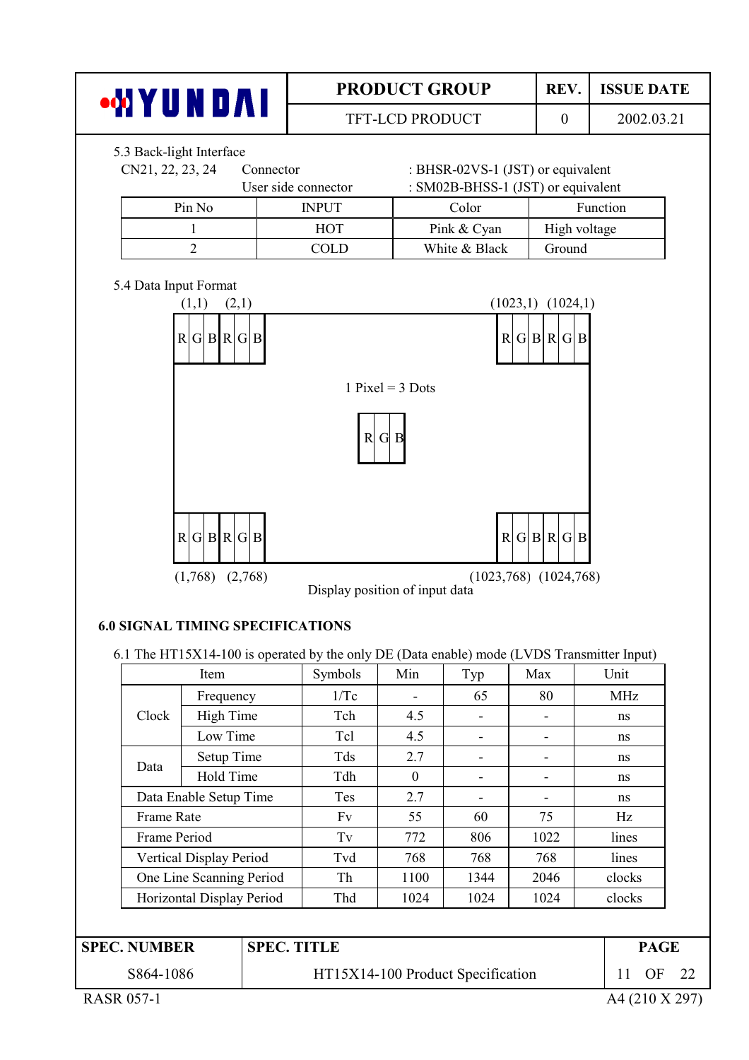5.3 Back-light Interface

CN21, 22, 23, 24 Connector : BHSR-02VS-1 (JST) or equivalent
User side connector : SM02B-BHSS-1 (JST) or equivalent

| Pin No | INPUT | Color | Function |
|---|---|---|---|
| 1 | HOT | Pink & Cyan | High voltage |
| 2 | COLD | White & Black | Ground |

5.4 Data Input Format

| (1,1) | (2,1) | | (1023,1) | (1024,1) |
|---|---|---|---|---|
| R G B | R G B | | R G B | R G B |
| | | 1 Pixel = 3 Dots: R G B | | |
| R G B | R G B | | R G B | R G B |
| (1,768) | (2,768) | | (1023,768) | (1024,768) |

Display position of input data

## 6.0 SIGNAL TIMING SPECIFICATIONS

6.1 The HT15X14-100 is operated by the only DE (Data enable) mode (LVDS Transmitter Input)

| Item | | Symbols | Min | Typ | Max | Unit |
|---|---|---|---|---|---|---|
| Clock | Frequency | 1/Tc | - | 65 | 80 | MHz |
| | High Time | Tch | 4.5 | - | - | ns |
| | Low Time | Tcl | 4.5 | - | - | ns |
| Data | Setup Time | Tds | 2.7 | - | - | ns |
| | Hold Time | Tdh | 0 | - | - | ns |
| Data Enable Setup Time | | Tes | 2.7 | - | - | ns |
| Frame Rate | | Fv | 55 | 60 | 75 | Hz |
| Frame Period | | Tv | 772 | 806 | 1022 | lines |
| Vertical Display Period | | Tvd | 768 | 768 | 768 | lines |
| One Line Scanning Period | | Th | 1100 | 1344 | 2046 | clocks |
| Horizontal Display Period | | Thd | 1024 | 1024 | 1024 | clocks |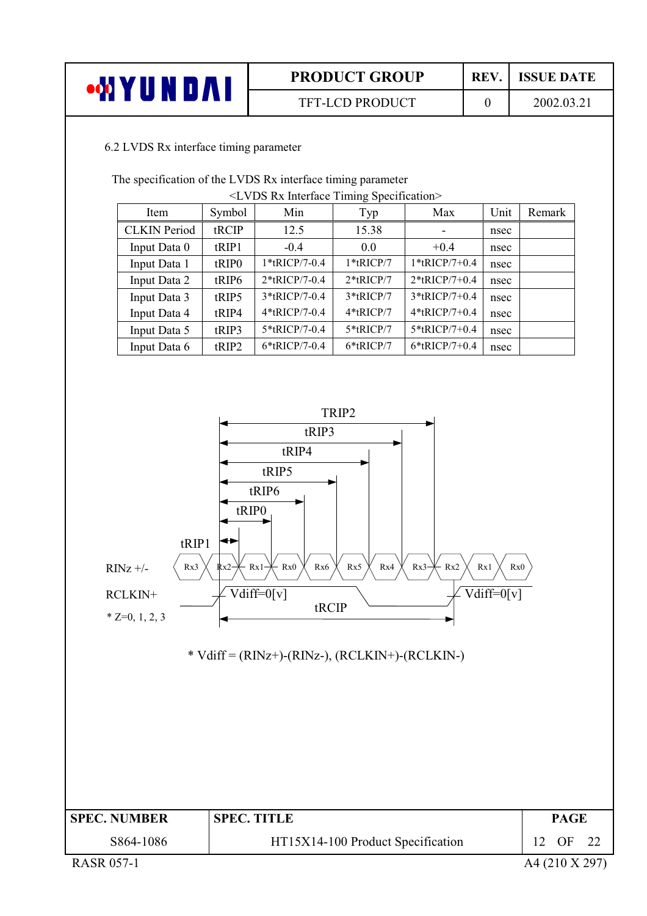6.2 LVDS Rx interface timing parameter

The specification of the LVDS Rx interface timing parameter

<LVDS Rx Interface Timing Specification>

| Item | Symbol | Min | Typ | Max | Unit | Remark |
|---|---|---|---|---|---|---|
| CLKIN Period | tRCIP | 12.5 | 15.38 | - | nsec | |
| Input Data 0 | tRIP1 | -0.4 | 0.0 | +0.4 | nsec | |
| Input Data 1 | tRIP0 | 1*tRICP/7-0.4 | 1*tRICP/7 | 1*tRICP/7+0.4 | nsec | |
| Input Data 2 | tRIP6 | 2*tRICP/7-0.4 | 2*tRICP/7 | 2*tRICP/7+0.4 | nsec | |
| Input Data 3 | tRIP5 | 3*tRICP/7-0.4 | 3*tRICP/7 | 3*tRICP/7+0.4 | nsec | |
| Input Data 4 | tRIP4 | 4*tRICP/7-0.4 | 4*tRICP/7 | 4*tRICP/7+0.4 | nsec | |
| Input Data 5 | tRIP3 | 5*tRICP/7-0.4 | 5*tRICP/7 | 5*tRICP/7+0.4 | nsec | |
| Input Data 6 | tRIP2 | 6*tRICP/7-0.4 | 6*tRICP/7 | 6*tRICP/7+0.4 | nsec | |

TRIP2
tRIP3
tRIP4
tRIP5
tRIP6
tRIP0
tRIP1

RINz +/- : Rx3 | Rx2 | Rx1 | Rx0 | Rx6 | Rx5 | Rx4 | Rx3 | Rx2 | Rx1 | Rx0

RCLKIN+ : Vdiff=0[v] ... tRCIP ... Vdiff=0[v]

* Z=0, 1, 2, 3

* Vdiff = (RINz+)-(RINz-), (RCLKIN+)-(RCLKIN-)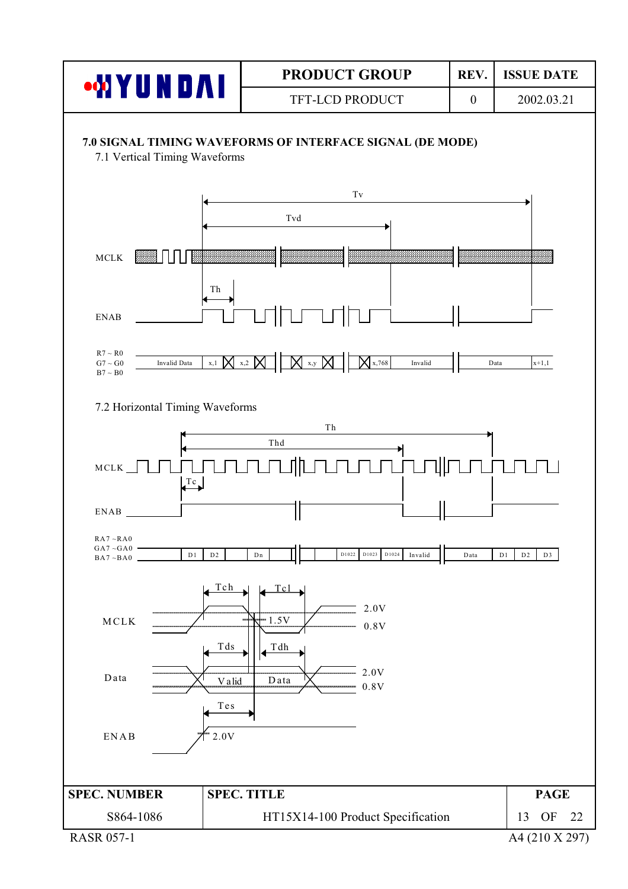## 7.0 SIGNAL TIMING WAVEFORMS OF INTERFACE SIGNAL (DE MODE)

### 7.1 Vertical Timing Waveforms

Tv

Tvd

MCLK

Th

ENAB

R7 ~ R0
G7 ~ G0
B7 ~ B0

Invalid Data | x,1 | x,2 | x,y | x,768 | Invalid | Data | x+1,1

### 7.2 Horizontal Timing Waveforms

Th

Thd

MCLK

Tc

ENAB

RA7 ~RA0
GA7 ~GA0
BA7 ~BA0

D1 | D2 | Dn | D1022 | D1023 | D1024 | Invalid | Data | D1 | D2 | D3

Tch Tcl

MCLK 1.5V 2.0V 0.8V

Tds Tdh

Data Valid Data 2.0V 0.8V

Tes

ENAB 2.0V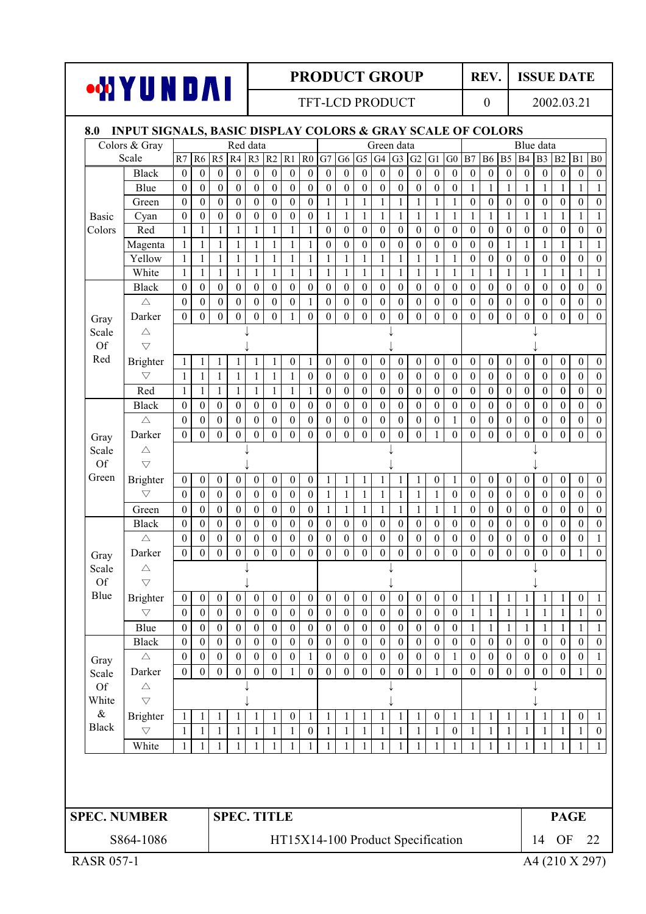## 8.0 INPUT SIGNALS, BASIC DISPLAY COLORS & GRAY SCALE OF COLORS

| Colors & Gray Scale | | Red data | | | | | | | | Green data | | | | | | | | Blue data | | | | | | | |
|---|---|---|---|---|---|---|---|---|---|---|---|---|---|---|---|---|---|---|---|---|---|---|---|---|---|
| | | R7 | R6 | R5 | R4 | R3 | R2 | R1 | R0 | G7 | G6 | G5 | G4 | G3 | G2 | G1 | G0 | B7 | B6 | B5 | B4 | B3 | B2 | B1 | B0 |
| Basic Colors | Black | 0 | 0 | 0 | 0 | 0 | 0 | 0 | 0 | 0 | 0 | 0 | 0 | 0 | 0 | 0 | 0 | 0 | 0 | 0 | 0 | 0 | 0 | 0 | 0 |
| | Blue | 0 | 0 | 0 | 0 | 0 | 0 | 0 | 0 | 0 | 0 | 0 | 0 | 0 | 0 | 0 | 0 | 1 | 1 | 1 | 1 | 1 | 1 | 1 | 1 |
| | Green | 0 | 0 | 0 | 0 | 0 | 0 | 0 | 0 | 1 | 1 | 1 | 1 | 1 | 1 | 1 | 1 | 0 | 0 | 0 | 0 | 0 | 0 | 0 | 0 |
| | Cyan | 0 | 0 | 0 | 0 | 0 | 0 | 0 | 0 | 1 | 1 | 1 | 1 | 1 | 1 | 1 | 1 | 1 | 1 | 1 | 1 | 1 | 1 | 1 | 1 |
| | Red | 1 | 1 | 1 | 1 | 1 | 1 | 1 | 1 | 0 | 0 | 0 | 0 | 0 | 0 | 0 | 0 | 0 | 0 | 0 | 0 | 0 | 0 | 0 | 0 |
| | Magenta | 1 | 1 | 1 | 1 | 1 | 1 | 1 | 1 | 0 | 0 | 0 | 0 | 0 | 0 | 0 | 0 | 0 | 0 | 1 | 1 | 1 | 1 | 1 | 1 |
| | Yellow | 1 | 1 | 1 | 1 | 1 | 1 | 1 | 1 | 1 | 1 | 1 | 1 | 1 | 1 | 1 | 1 | 0 | 0 | 0 | 0 | 0 | 0 | 0 | 0 |
| | White | 1 | 1 | 1 | 1 | 1 | 1 | 1 | 1 | 1 | 1 | 1 | 1 | 1 | 1 | 1 | 1 | 1 | 1 | 1 | 1 | 1 | 1 | 1 | 1 |
| Gray Scale Of Red | Black | 0 | 0 | 0 | 0 | 0 | 0 | 0 | 0 | 0 | 0 | 0 | 0 | 0 | 0 | 0 | 0 | 0 | 0 | 0 | 0 | 0 | 0 | 0 | 0 |
| | △ | 0 | 0 | 0 | 0 | 0 | 0 | 0 | 1 | 0 | 0 | 0 | 0 | 0 | 0 | 0 | 0 | 0 | 0 | 0 | 0 | 0 | 0 | 0 | 0 |
| | Darker | 0 | 0 | 0 | 0 | 0 | 0 | 1 | 0 | 0 | 0 | 0 | 0 | 0 | 0 | 0 | 0 | 0 | 0 | 0 | 0 | 0 | 0 | 0 | 0 |
| | △ | ↓ | | | | | | | | ↓ | | | | | | | | ↓ | | | | | | | |
| | ▽ | ↓ | | | | | | | | ↓ | | | | | | | | ↓ | | | | | | | |
| | Brighter | 1 | 1 | 1 | 1 | 1 | 1 | 0 | 1 | 0 | 0 | 0 | 0 | 0 | 0 | 0 | 0 | 0 | 0 | 0 | 0 | 0 | 0 | 0 | 0 |
| | ▽ | 1 | 1 | 1 | 1 | 1 | 1 | 1 | 0 | 0 | 0 | 0 | 0 | 0 | 0 | 0 | 0 | 0 | 0 | 0 | 0 | 0 | 0 | 0 | 0 |
| | Red | 1 | 1 | 1 | 1 | 1 | 1 | 1 | 1 | 0 | 0 | 0 | 0 | 0 | 0 | 0 | 0 | 0 | 0 | 0 | 0 | 0 | 0 | 0 | 0 |
| Gray Scale Of Green | Black | 0 | 0 | 0 | 0 | 0 | 0 | 0 | 0 | 0 | 0 | 0 | 0 | 0 | 0 | 0 | 0 | 0 | 0 | 0 | 0 | 0 | 0 | 0 | 0 |
| | △ | 0 | 0 | 0 | 0 | 0 | 0 | 0 | 0 | 0 | 0 | 0 | 0 | 0 | 0 | 0 | 1 | 0 | 0 | 0 | 0 | 0 | 0 | 0 | 0 |
| | Darker | 0 | 0 | 0 | 0 | 0 | 0 | 0 | 0 | 0 | 0 | 0 | 0 | 0 | 0 | 1 | 0 | 0 | 0 | 0 | 0 | 0 | 0 | 0 | 0 |
| | △ | ↓ | | | | | | | | ↓ | | | | | | | | ↓ | | | | | | | |
| | ▽ | ↓ | | | | | | | | ↓ | | | | | | | | ↓ | | | | | | | |
| | Brighter | 0 | 0 | 0 | 0 | 0 | 0 | 0 | 0 | 1 | 1 | 1 | 1 | 1 | 1 | 0 | 1 | 0 | 0 | 0 | 0 | 0 | 0 | 0 | 0 |
| | ▽ | 0 | 0 | 0 | 0 | 0 | 0 | 0 | 0 | 1 | 1 | 1 | 1 | 1 | 1 | 1 | 0 | 0 | 0 | 0 | 0 | 0 | 0 | 0 | 0 |
| | Green | 0 | 0 | 0 | 0 | 0 | 0 | 0 | 0 | 1 | 1 | 1 | 1 | 1 | 1 | 1 | 1 | 0 | 0 | 0 | 0 | 0 | 0 | 0 | 0 |
| Gray Scale Of Blue | Black | 0 | 0 | 0 | 0 | 0 | 0 | 0 | 0 | 0 | 0 | 0 | 0 | 0 | 0 | 0 | 0 | 0 | 0 | 0 | 0 | 0 | 0 | 0 | 0 |
| | △ | 0 | 0 | 0 | 0 | 0 | 0 | 0 | 0 | 0 | 0 | 0 | 0 | 0 | 0 | 0 | 0 | 0 | 0 | 0 | 0 | 0 | 0 | 0 | 1 |
| | Darker | 0 | 0 | 0 | 0 | 0 | 0 | 0 | 0 | 0 | 0 | 0 | 0 | 0 | 0 | 0 | 0 | 0 | 0 | 0 | 0 | 0 | 0 | 1 | 0 |
| | △ | ↓ | | | | | | | | ↓ | | | | | | | | ↓ | | | | | | | |
| | ▽ | ↓ | | | | | | | | ↓ | | | | | | | | ↓ | | | | | | | |
| | Brighter | 0 | 0 | 0 | 0 | 0 | 0 | 0 | 0 | 0 | 0 | 0 | 0 | 0 | 0 | 0 | 0 | 1 | 1 | 1 | 1 | 1 | 1 | 0 | 1 |
| | ▽ | 0 | 0 | 0 | 0 | 0 | 0 | 0 | 0 | 0 | 0 | 0 | 0 | 0 | 0 | 0 | 0 | 1 | 1 | 1 | 1 | 1 | 1 | 1 | 0 |
| | Blue | 0 | 0 | 0 | 0 | 0 | 0 | 0 | 0 | 0 | 0 | 0 | 0 | 0 | 0 | 0 | 0 | 1 | 1 | 1 | 1 | 1 | 1 | 1 | 1 |
| Gray Scale Of White & Black | Black | 0 | 0 | 0 | 0 | 0 | 0 | 0 | 0 | 0 | 0 | 0 | 0 | 0 | 0 | 0 | 0 | 0 | 0 | 0 | 0 | 0 | 0 | 0 | 0 |
| | △ | 0 | 0 | 0 | 0 | 0 | 0 | 0 | 1 | 0 | 0 | 0 | 0 | 0 | 0 | 0 | 1 | 0 | 0 | 0 | 0 | 0 | 0 | 0 | 1 |
| | Darker | 0 | 0 | 0 | 0 | 0 | 0 | 1 | 0 | 0 | 0 | 0 | 0 | 0 | 0 | 1 | 0 | 0 | 0 | 0 | 0 | 0 | 0 | 1 | 0 |
| | △ | ↓ | | | | | | | | ↓ | | | | | | | | ↓ | | | | | | | |
| | ▽ | ↓ | | | | | | | | ↓ | | | | | | | | ↓ | | | | | | | |
| | Brighter | 1 | 1 | 1 | 1 | 1 | 1 | 0 | 1 | 1 | 1 | 1 | 1 | 1 | 1 | 0 | 1 | 1 | 1 | 1 | 1 | 1 | 1 | 0 | 1 |
| | ▽ | 1 | 1 | 1 | 1 | 1 | 1 | 1 | 0 | 1 | 1 | 1 | 1 | 1 | 1 | 1 | 0 | 1 | 1 | 1 | 1 | 1 | 1 | 1 | 0 |
| | White | 1 | 1 | 1 | 1 | 1 | 1 | 1 | 1 | 1 | 1 | 1 | 1 | 1 | 1 | 1 | 1 | 1 | 1 | 1 | 1 | 1 | 1 | 1 | 1 |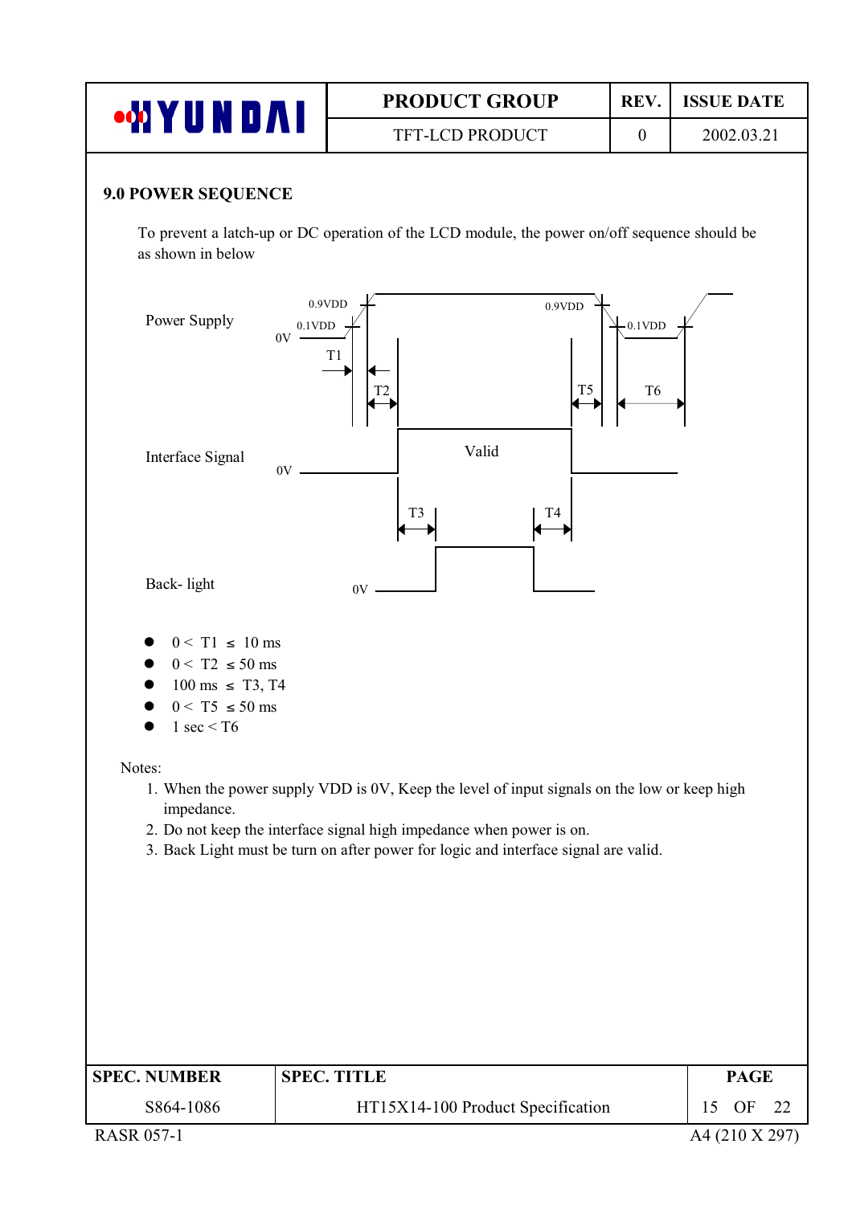## 9.0 POWER SEQUENCE

To prevent a latch-up or DC operation of the LCD module, the power on/off sequence should be as shown in below

Power Supply

0.9VDD 0.1VDD 0V T1 T2 0.9VDD T5 0.1VDD T6

Interface Signal

0V Valid

T3 T4

Back- light

0V

- 0 < T1 ≤ 10 ms
- 0 < T2 ≤ 50 ms
- 100 ms ≤ T3, T4
- 0 < T5 ≤ 50 ms
- 1 sec < T6

Notes:

1. When the power supply VDD is 0V, Keep the level of input signals on the low or keep high impedance.
2. Do not keep the interface signal high impedance when power is on.
3. Back Light must be turn on after power for logic and interface signal are valid.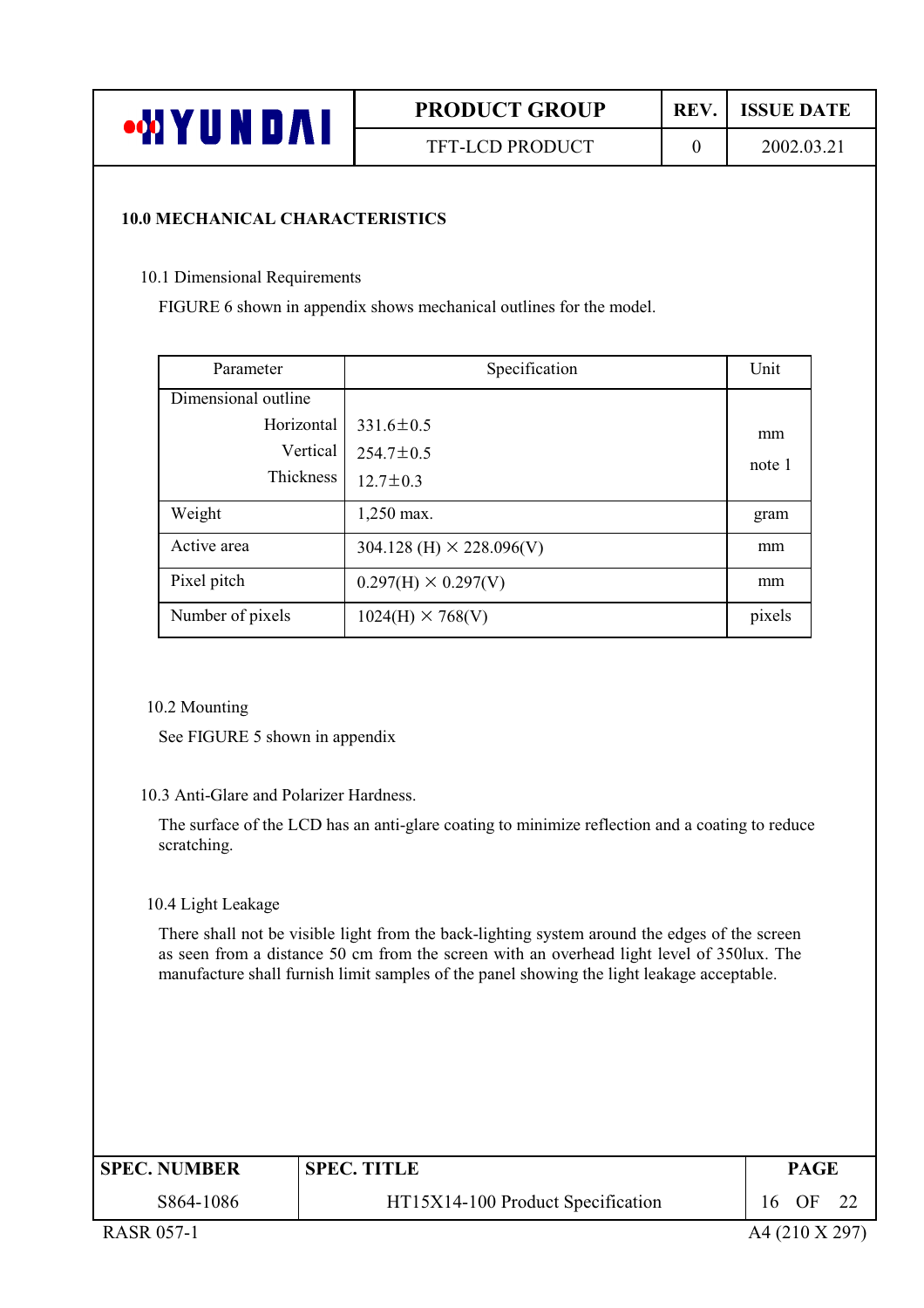## 10.0 MECHANICAL CHARACTERISTICS

### 10.1 Dimensional Requirements

FIGURE 6 shown in appendix shows mechanical outlines for the model.

| Parameter | Specification | Unit |
|---|---|---|
| Dimensional outline<br>Horizontal<br>Vertical<br>Thickness | <br>331.6±0.5<br>254.7±0.5<br>12.7±0.3 | mm<br>note 1 |
| Weight | 1,250 max. | gram |
| Active area | 304.128 (H) × 228.096(V) | mm |
| Pixel pitch | 0.297(H) × 0.297(V) | mm |
| Number of pixels | 1024(H) × 768(V) | pixels |

### 10.2 Mounting

See FIGURE 5 shown in appendix

### 10.3 Anti-Glare and Polarizer Hardness.

The surface of the LCD has an anti-glare coating to minimize reflection and a coating to reduce scratching.

### 10.4 Light Leakage

There shall not be visible light from the back-lighting system around the edges of the screen as seen from a distance 50 cm from the screen with an overhead light level of 350lux. The manufacture shall furnish limit samples of the panel showing the light leakage acceptable.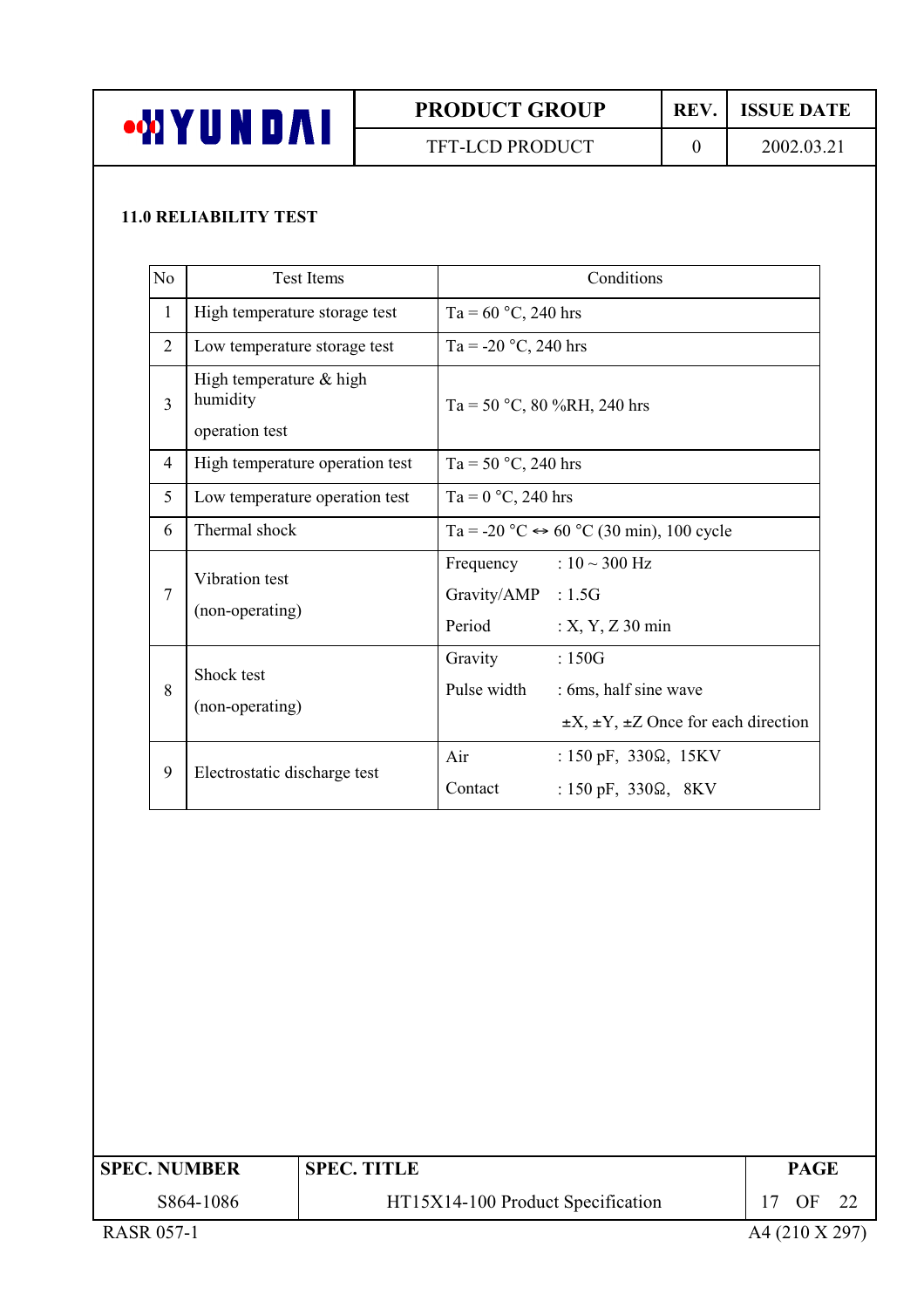## 11.0 RELIABILITY TEST

| No | Test Items | Conditions |
|---|---|---|
| 1 | High temperature storage test | Ta = 60 °C, 240 hrs |
| 2 | Low temperature storage test | Ta = -20 °C, 240 hrs |
| 3 | High temperature & high humidity operation test | Ta = 50 °C, 80 %RH, 240 hrs |
| 4 | High temperature operation test | Ta = 50 °C, 240 hrs |
| 5 | Low temperature operation test | Ta = 0 °C, 240 hrs |
| 6 | Thermal shock | Ta = -20 °C ↔ 60 °C (30 min), 100 cycle |
| 7 | Vibration test (non-operating) | Frequency : 10 ~ 300 Hz<br>Gravity/AMP : 1.5G<br>Period : X, Y, Z 30 min |
| 8 | Shock test (non-operating) | Gravity : 150G<br>Pulse width : 6ms, half sine wave<br>±X, ±Y, ±Z Once for each direction |
| 9 | Electrostatic discharge test | Air : 150 pF, 330Ω, 15KV<br>Contact : 150 pF, 330Ω, 8KV |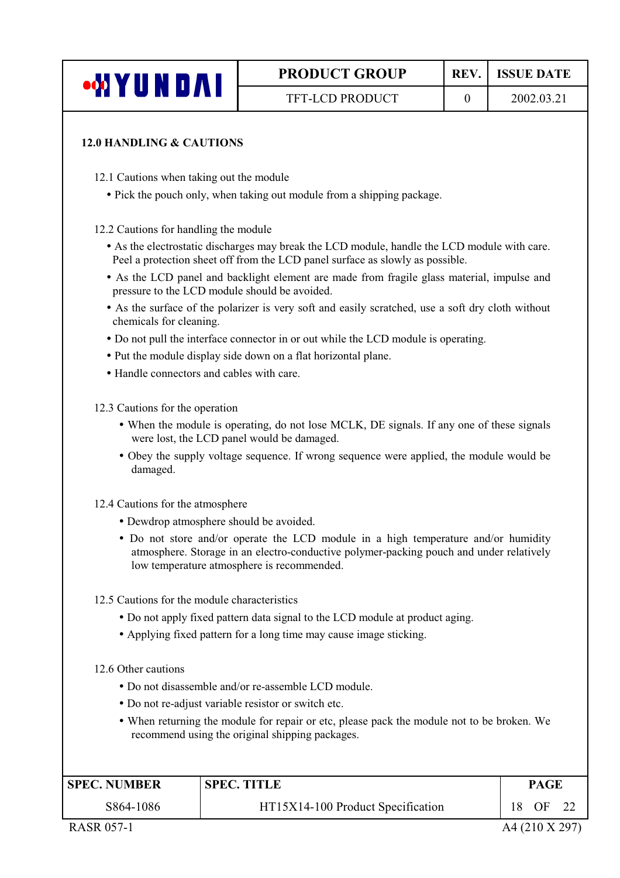## 12.0 HANDLING & CAUTIONS

### 12.1 Cautions when taking out the module

- Pick the pouch only, when taking out module from a shipping package.

### 12.2 Cautions for handling the module

- As the electrostatic discharges may break the LCD module, handle the LCD module with care. Peel a protection sheet off from the LCD panel surface as slowly as possible.
- As the LCD panel and backlight element are made from fragile glass material, impulse and pressure to the LCD module should be avoided.
- As the surface of the polarizer is very soft and easily scratched, use a soft dry cloth without chemicals for cleaning.
- Do not pull the interface connector in or out while the LCD module is operating.
- Put the module display side down on a flat horizontal plane.
- Handle connectors and cables with care.

### 12.3 Cautions for the operation

- When the module is operating, do not lose MCLK, DE signals. If any one of these signals were lost, the LCD panel would be damaged.
- Obey the supply voltage sequence. If wrong sequence were applied, the module would be damaged.

### 12.4 Cautions for the atmosphere

- Dewdrop atmosphere should be avoided.
- Do not store and/or operate the LCD module in a high temperature and/or humidity atmosphere. Storage in an electro-conductive polymer-packing pouch and under relatively low temperature atmosphere is recommended.

### 12.5 Cautions for the module characteristics

- Do not apply fixed pattern data signal to the LCD module at product aging.
- Applying fixed pattern for a long time may cause image sticking.

### 12.6 Other cautions

- Do not disassemble and/or re-assemble LCD module.
- Do not re-adjust variable resistor or switch etc.
- When returning the module for repair or etc, please pack the module not to be broken. We recommend using the original shipping packages.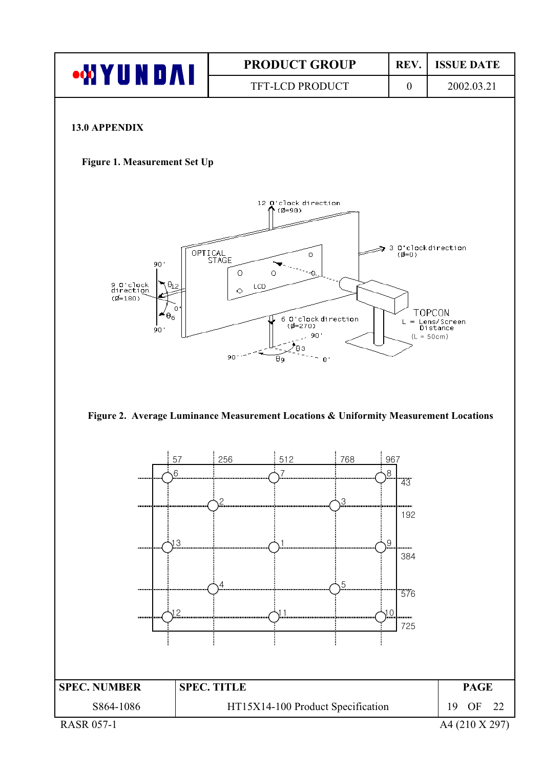## 13.0 APPENDIX

**Figure 1. Measurement Set Up**

**Figure 2. Average Luminance Measurement Locations & Uniformity Measurement Locations**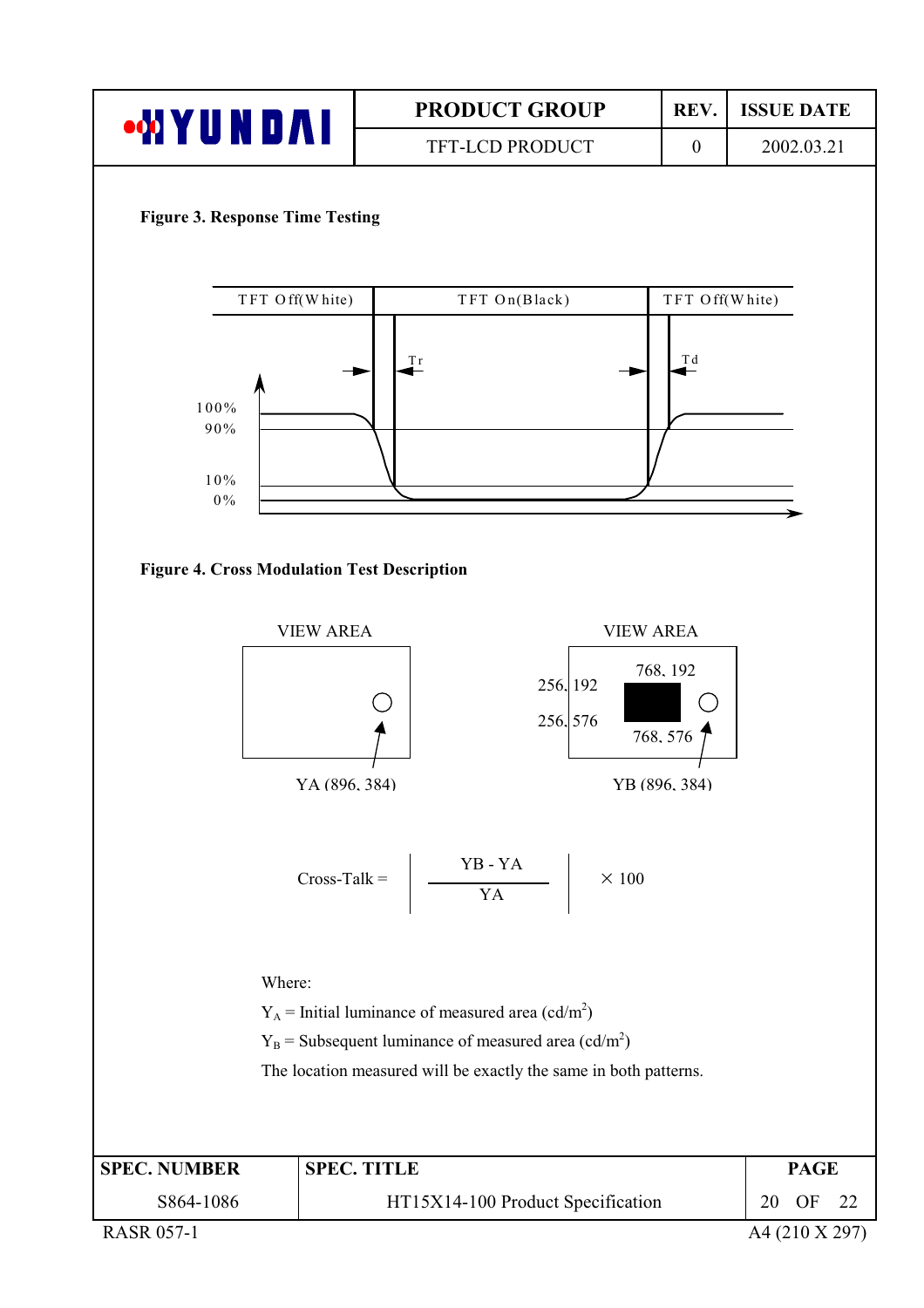**Figure 3. Response Time Testing**

TFT Off(White) | TFT On(Black) | TFT Off(White)

Tr, Td

100%
90%
10%
0%

**Figure 4. Cross Modulation Test Description**

VIEW AREA — YA (896, 384)

VIEW AREA — 256, 192; 768, 192; 256, 576; 768, 576 — YB (896, 384)

$$\text{Cross-Talk} = \left| \frac{YB - YA}{YA} \right| \times 100$$

Where:

$Y_A$ = Initial luminance of measured area (cd/m$^2$)

$Y_B$ = Subsequent luminance of measured area (cd/m$^2$)

The location measured will be exactly the same in both patterns.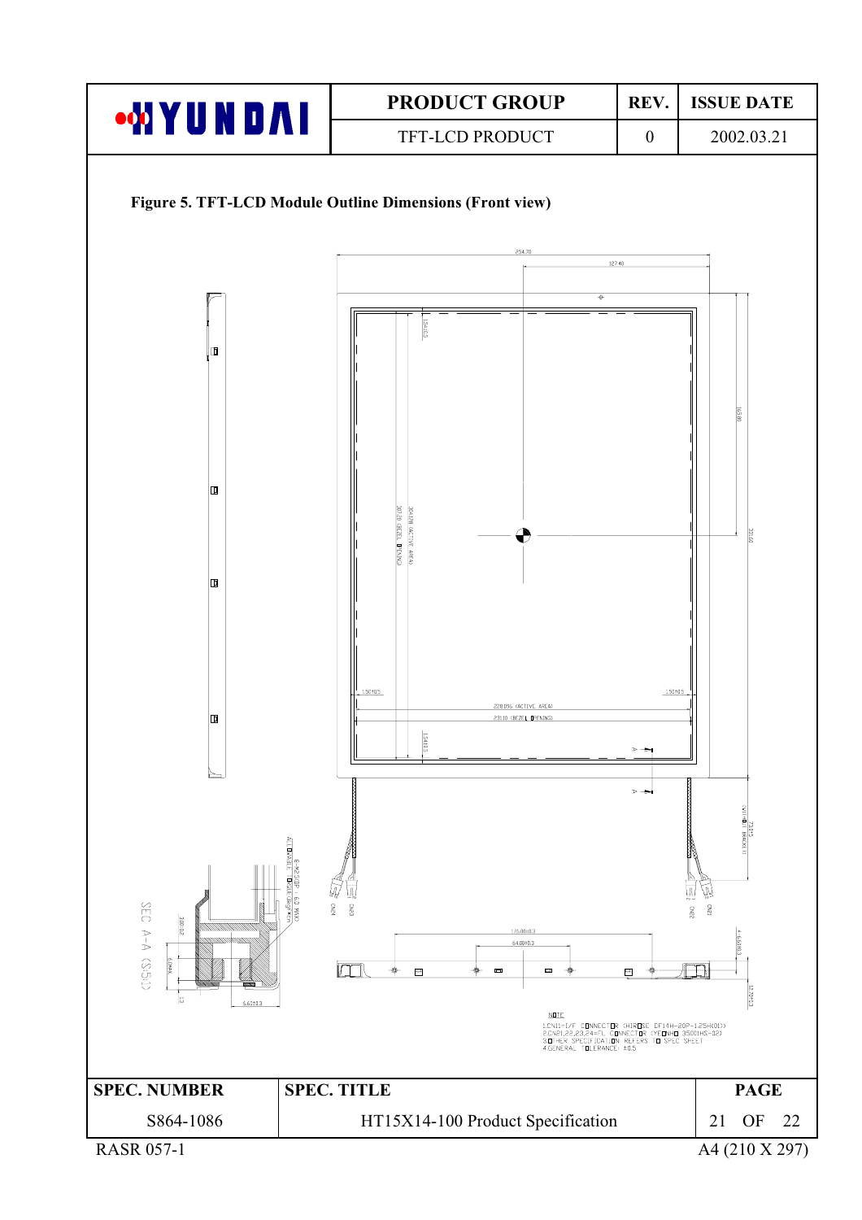**Figure 5. TFT-LCD Module Outline Dimensions (Front view)**

NOTE

1.CN11=I/F CONNECTOR (HIROSE DF14H-20P-1.25H(01))
2.CN21,22,23,24=FL CONNECTOR (YEONHO 35001HS-02)
3.OTHER SPECIFICATION REFERS TO SPEC SHEET
4.GENERAL TOLERANCE: ±0.5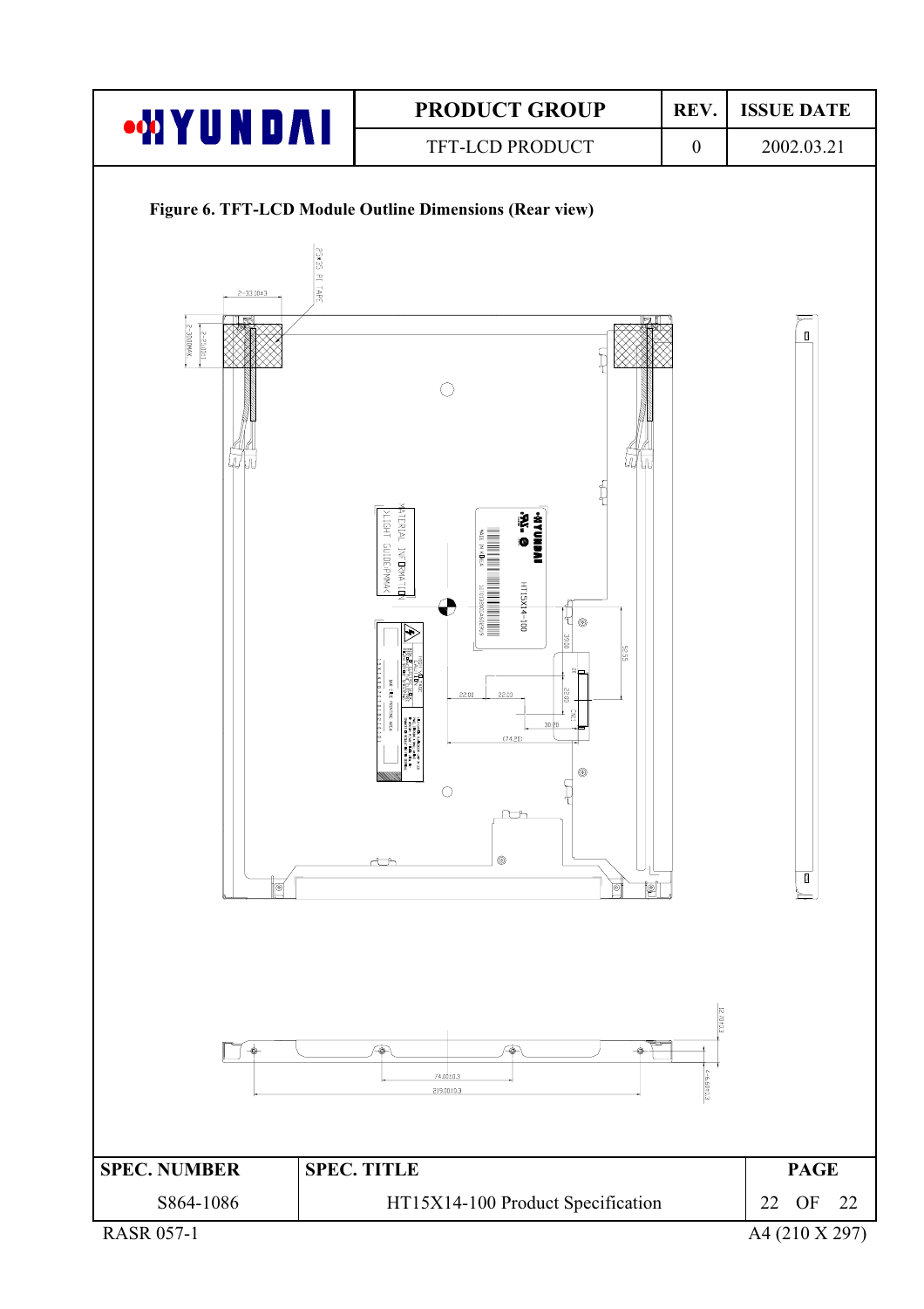Figure 6. TFT-LCD Module Outline Dimensions (Rear view)